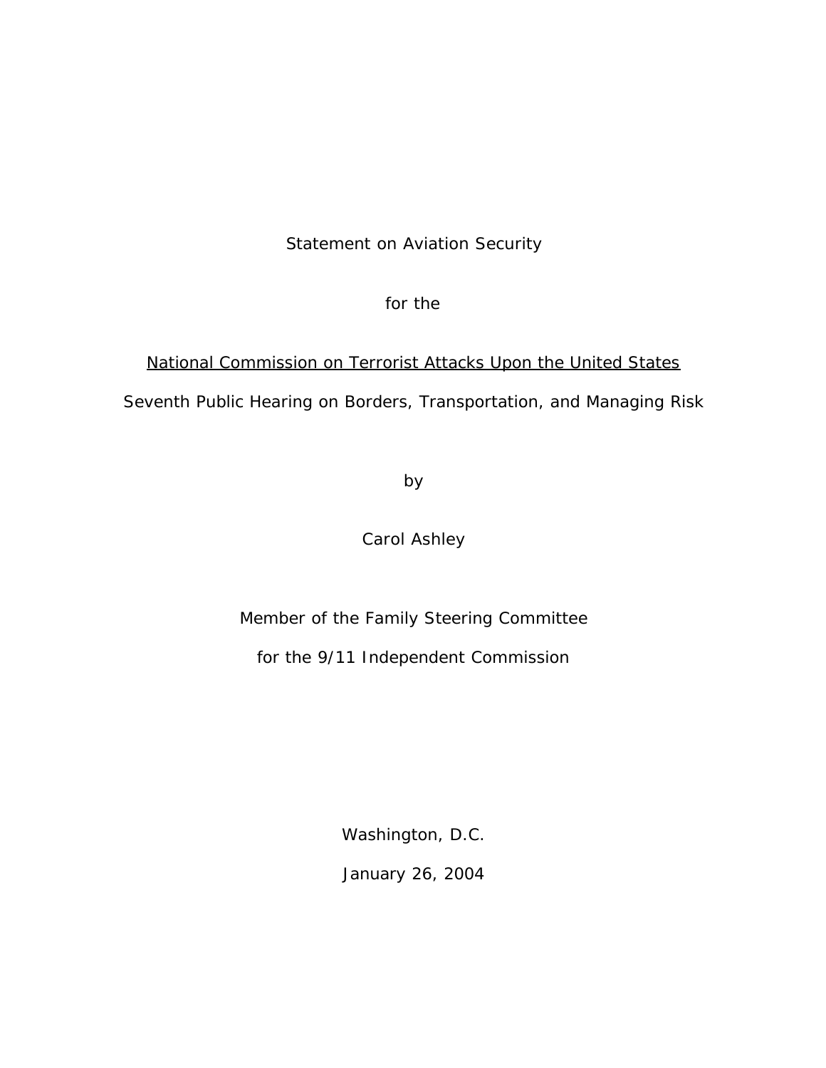Statement on Aviation Security

for the

National Commission on Terrorist Attacks Upon the United States

Seventh Public Hearing on Borders, Transportation, and Managing Risk

by

Carol Ashley

Member of the Family Steering Committee

for the 9/11 Independent Commission

Washington, D.C.

January 26, 2004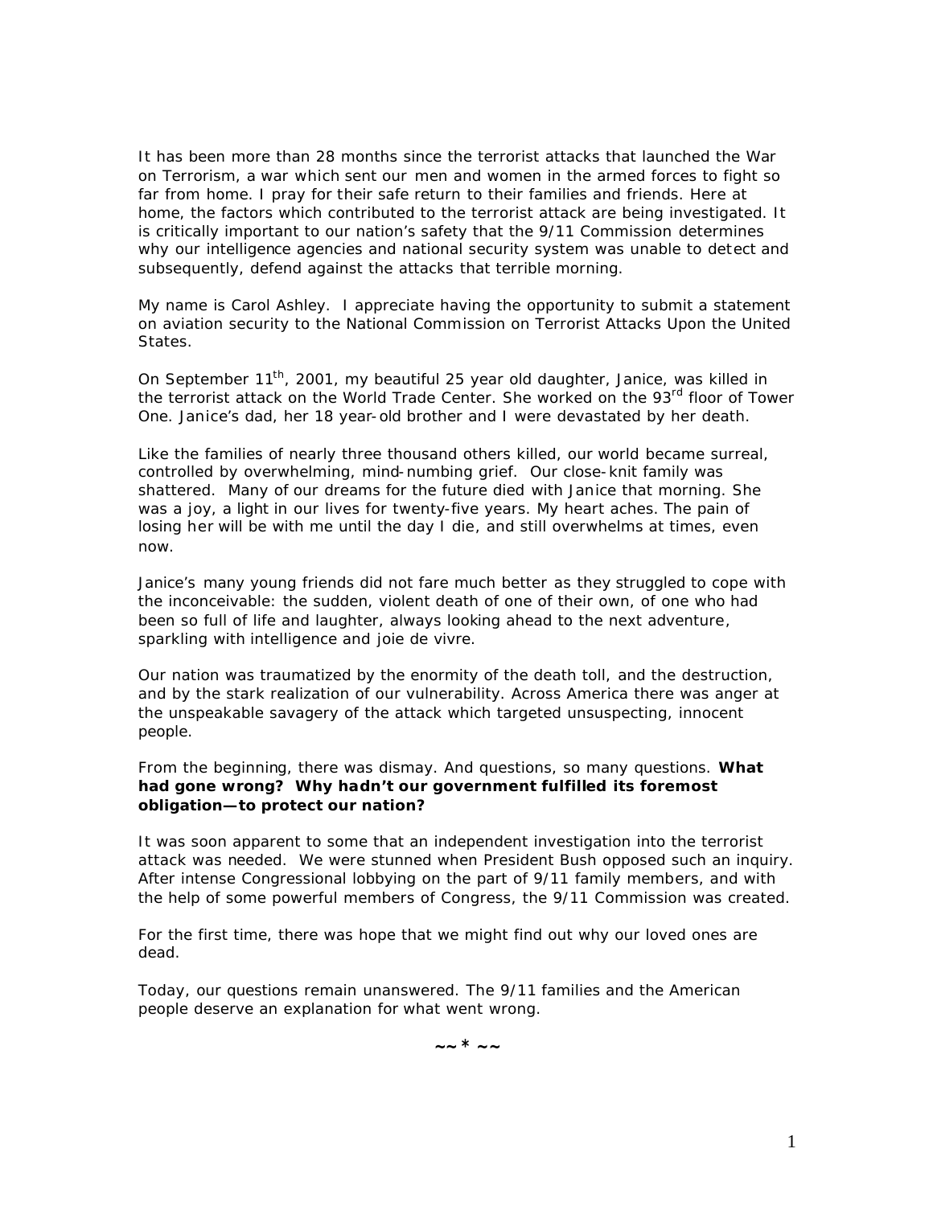It has been more than 28 months since the terrorist attacks that launched the War on Terrorism, a war which sent our men and women in the armed forces to fight so far from home. I pray for their safe return to their families and friends. Here at home, the factors which contributed to the terrorist attack are being investigated. It is critically important to our nation's safety that the 9/11 Commission determines why our intelligence agencies and national security system was unable to detect and subsequently, defend against the attacks that terrible morning.

My name is Carol Ashley. I appreciate having the opportunity to submit a statement on aviation security to the National Commission on Terrorist Attacks Upon the United States.

On September 11th, 2001, my beautiful 25 year old daughter, Janice, was killed in the terrorist attack on the World Trade Center. She worked on the 93rd floor of Tower One. Janice's dad, her 18 year-old brother and I were devastated by her death.

Like the families of nearly three thousand others killed, our world became surreal, controlled by overwhelming, mind-numbing grief. Our close-knit family was shattered. Many of our dreams for the future died with Janice that morning. She was a joy, a light in our lives for twenty-five years. My heart aches. The pain of losing her will be with me until the day I die, and still overwhelms at times, even now.

Janice's many young friends did not fare much better as they struggled to cope with the inconceivable: the sudden, violent death of one of their own, of one who had been so full of life and laughter, always looking ahead to the next adventure, sparkling with intelligence and joie de vivre.

Our nation was traumatized by the enormity of the death toll, and the destruction, and by the stark realization of our vulnerability. Across America there was anger at the unspeakable savagery of the attack which targeted unsuspecting, innocent people.

From the beginning, there was dismay. And questions, so many questions. **What had gone wrong? Why hadn't our government fulfilled its foremost obligation—to protect our nation?**

It was soon apparent to some that an independent investigation into the terrorist attack was needed. We were stunned when President Bush opposed such an inquiry. After intense Congressional lobbying on the part of 9/11 family members, and with the help of some powerful members of Congress, the 9/11 Commission was created.

For the first time, there was hope that we might find out why our loved ones are dead.

Today, our questions remain unanswered. The 9/11 families and the American people deserve an explanation for what went wrong.

~~*~~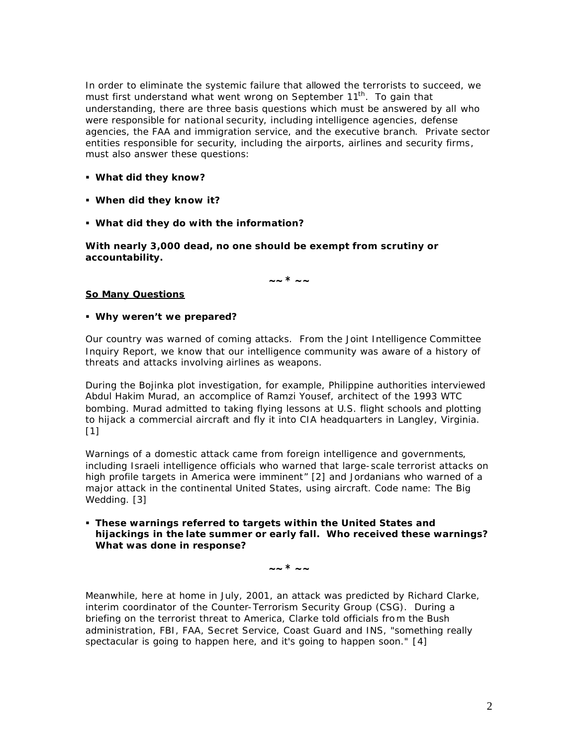In order to eliminate the systemic failure that allowed the terrorists to succeed, we must first understand what went wrong on September 11th. To gain that understanding, there are three basis questions which must be answered by all who were responsible for national security, including intelligence agencies, defense agencies, the FAA and immigration service, and the executive branch. Private sector entities responsible for security, including the airports, airlines and security firms, must also answer these questions:

- **What did they know?**
- **When did they know it?**
- **What did they do with the information?**

**With nearly 3,000 dead, no one should be exempt from scrutiny or accountability.**

~~*~~

**So Many Questions**

- **Why weren't we prepared?**

Our country was warned of coming attacks. From the Joint Intelligence Committee Inquiry Report, we know that our intelligence community was aware of a history of threats and attacks involving airlines as weapons.

During the Bojinka plot investigation, for example, Philippine authorities interviewed Abdul Hakim Murad, an accomplice of Ramzi Yousef, architect of the 1993 WTC bombing. Murad admitted to taking flying lessons at U.S. flight schools and plotting to hijack a commercial aircraft and fly it into CIA headquarters in Langley, Virginia. [1]

Warnings of a domestic attack came from foreign intelligence and governments, including Israeli intelligence officials who warned that large-scale terrorist attacks on high profile targets in America were imminent" [2] and Jordanians who warned of a major attack in the continental United States, using aircraft. Code name: The Big Wedding. [3]

- **These warnings referred to targets within the United States and hijackings in the late summer or early fall. Who received these warnings? What was done in response?**

~~*~~

Meanwhile, here at home in July, 2001, an attack was predicted by Richard Clarke, interim coordinator of the Counter-Terrorism Security Group (CSG). During a briefing on the terrorist threat to America, Clarke told officials from the Bush administration, FBI, FAA, Secret Service, Coast Guard and INS, "something really spectacular is going to happen here, and it's going to happen soon." [4]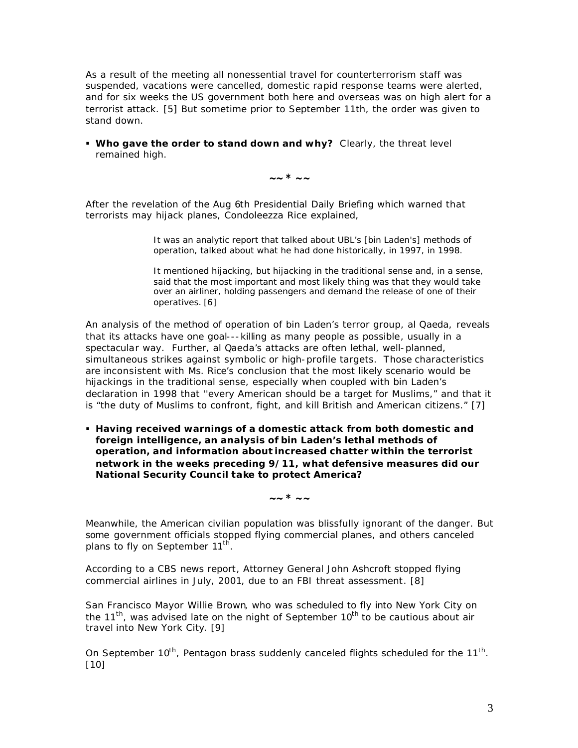As a result of the meeting all nonessential travel for counterterrorism staff was suspended, vacations were cancelled, domestic rapid response teams were alerted, and for six weeks the US government both here and overseas was on high alert for a terrorist attack. [5] But sometime prior to September 11th, the order was given to stand down.

- **Who gave the order to stand down and why?** Clearly, the threat level remained high.

~~ * ~~

After the revelation of the Aug 6th Presidential Daily Briefing which warned that terrorists may hijack planes, Condoleezza Rice explained,

> It was an analytic report that talked about UBL's [bin Laden's] methods of operation, talked about what he had done historically, in 1997, in 1998.
>
> It mentioned hijacking, but hijacking in the traditional sense and, in a sense, said that the most important and most likely thing was that they would take over an airliner, holding passengers and demand the release of one of their operatives. [6]

An analysis of the method of operation of bin Laden's terror group, al Qaeda, reveals that its attacks have one goal---killing as many people as possible, usually in a spectacular way. Further, al Qaeda's attacks are often lethal, well-planned, simultaneous strikes against symbolic or high-profile targets. Those characteristics are inconsistent with Ms. Rice's conclusion that the most likely scenario would be hijackings in the traditional sense, especially when coupled with bin Laden's declaration in 1998 that ''every American should be a target for Muslims," and that it is "the duty of Muslims to confront, fight, and kill British and American citizens." [7]

- **Having received warnings of a domestic attack from both domestic and foreign intelligence, an analysis of bin Laden's lethal methods of operation, and information about increased chatter within the terrorist network in the weeks preceding 9/11, what defensive measures did our National Security Council take to protect America?**

~~ * ~~

Meanwhile, the American civilian population was blissfully ignorant of the danger. But some government officials stopped flying commercial planes, and others canceled plans to fly on September 11th.

According to a CBS news report, Attorney General John Ashcroft stopped flying commercial airlines in July, 2001, due to an FBI threat assessment. [8]

San Francisco Mayor Willie Brown, who was scheduled to fly into New York City on the 11th, was advised late on the night of September 10th to be cautious about air travel into New York City. [9]

On September 10th, Pentagon brass suddenly canceled flights scheduled for the 11th. [10]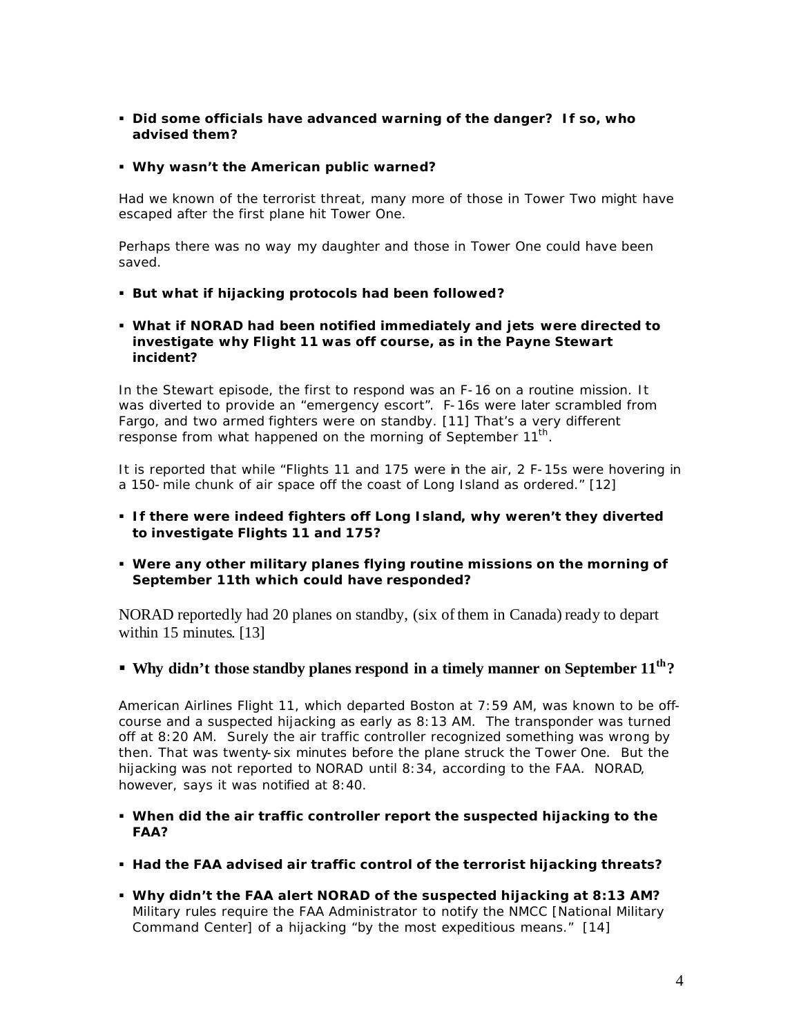- **Did some officials have advanced warning of the danger? If so, who advised them?**

- **Why wasn't the American public warned?**

Had we known of the terrorist threat, many more of those in Tower Two might have escaped after the first plane hit Tower One.

Perhaps there was no way my daughter and those in Tower One could have been saved.

- **But what if hijacking protocols had been followed?**

- **What if NORAD had been notified immediately and jets were directed to investigate why Flight 11 was off course, as in the Payne Stewart incident?**

In the Stewart episode, the first to respond was an F-16 on a routine mission. It was diverted to provide an "emergency escort". F-16s were later scrambled from Fargo, and two armed fighters were on standby. [11] That's a very different response from what happened on the morning of September 11th.

It is reported that while "Flights 11 and 175 were in the air, 2 F-15s were hovering in a 150-mile chunk of air space off the coast of Long Island as ordered." [12]

- **If there were indeed fighters off Long Island, why weren't they diverted to investigate Flights 11 and 175?**

- **Were any other military planes flying routine missions on the morning of September 11th which could have responded?**

NORAD reportedly had 20 planes on standby, (six of them in Canada) ready to depart within 15 minutes. [13]

- **Why didn't those standby planes respond in a timely manner on September 11th?**

American Airlines Flight 11, which departed Boston at 7:59 AM, was known to be off-course and a suspected hijacking as early as 8:13 AM. The transponder was turned off at 8:20 AM. Surely the air traffic controller recognized something was wrong by then. That was twenty-six minutes before the plane struck the Tower One. But the hijacking was not reported to NORAD until 8:34, according to the FAA. NORAD, however, says it was notified at 8:40.

- **When did the air traffic controller report the suspected hijacking to the FAA?**

- **Had the FAA advised air traffic control of the terrorist hijacking threats?**

- **Why didn't the FAA alert NORAD of the suspected hijacking at 8:13 AM?** Military rules require the FAA Administrator to notify the NMCC [National Military Command Center] of a hijacking "by the most expeditious means." [14]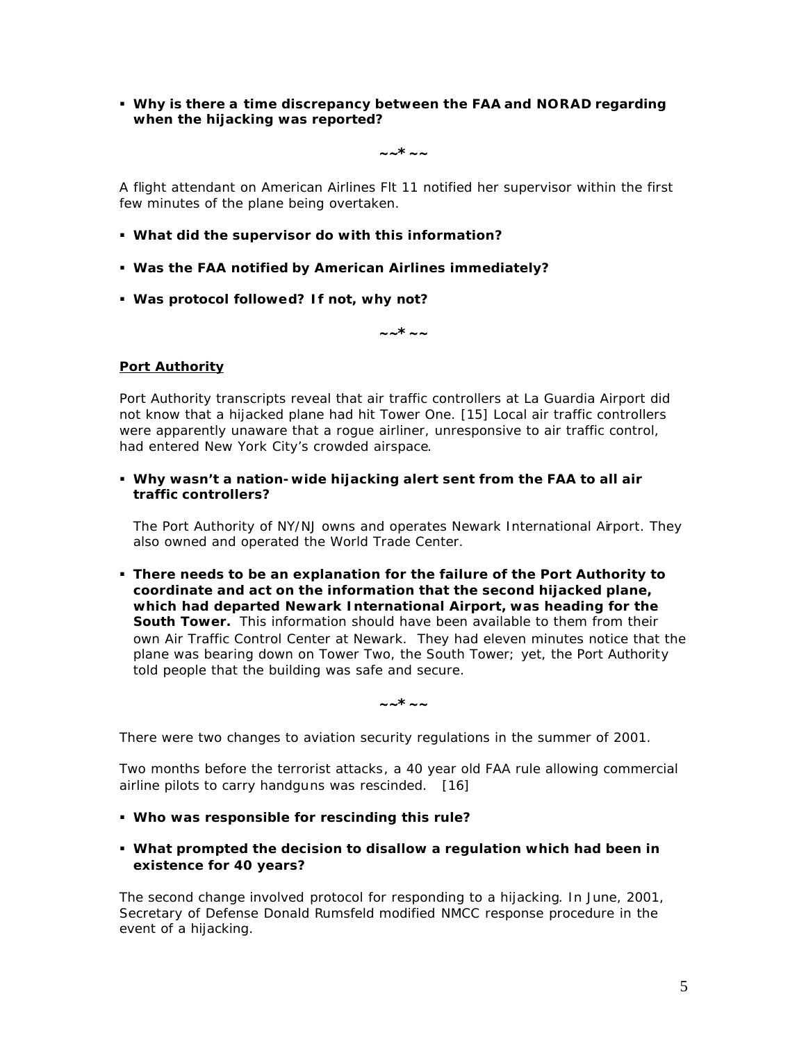- **Why is there a time discrepancy between the FAA and NORAD regarding when the hijacking was reported?**

~~*~~

A flight attendant on American Airlines Flt 11 notified her supervisor within the first few minutes of the plane being overtaken.

- **What did the supervisor do with this information?**
- **Was the FAA notified by American Airlines immediately?**
- **Was protocol followed? If not, why not?**

~~*~~

**Port Authority**

Port Authority transcripts reveal that air traffic controllers at La Guardia Airport did not know that a hijacked plane had hit Tower One. [15] Local air traffic controllers were apparently unaware that a rogue airliner, unresponsive to air traffic control, had entered New York City's crowded airspace.

- **Why wasn't a nation-wide hijacking alert sent from the FAA to all air traffic controllers?**

  The Port Authority of NY/NJ owns and operates Newark International Airport. They also owned and operated the World Trade Center.

- **There needs to be an explanation for the failure of the Port Authority to coordinate and act on the information that the second hijacked plane, which had departed Newark International Airport, was heading for the South Tower.** This information should have been available to them from their own Air Traffic Control Center at Newark. They had eleven minutes notice that the plane was bearing down on Tower Two, the South Tower; yet, the Port Authority told people that the building was safe and secure.

~~*~~

There were two changes to aviation security regulations in the summer of 2001.

Two months before the terrorist attacks, a 40 year old FAA rule allowing commercial airline pilots to carry handguns was rescinded. [16]

- **Who was responsible for rescinding this rule?**
- **What prompted the decision to disallow a regulation which had been in existence for 40 years?**

The second change involved protocol for responding to a hijacking. In June, 2001, Secretary of Defense Donald Rumsfeld modified NMCC response procedure in the event of a hijacking.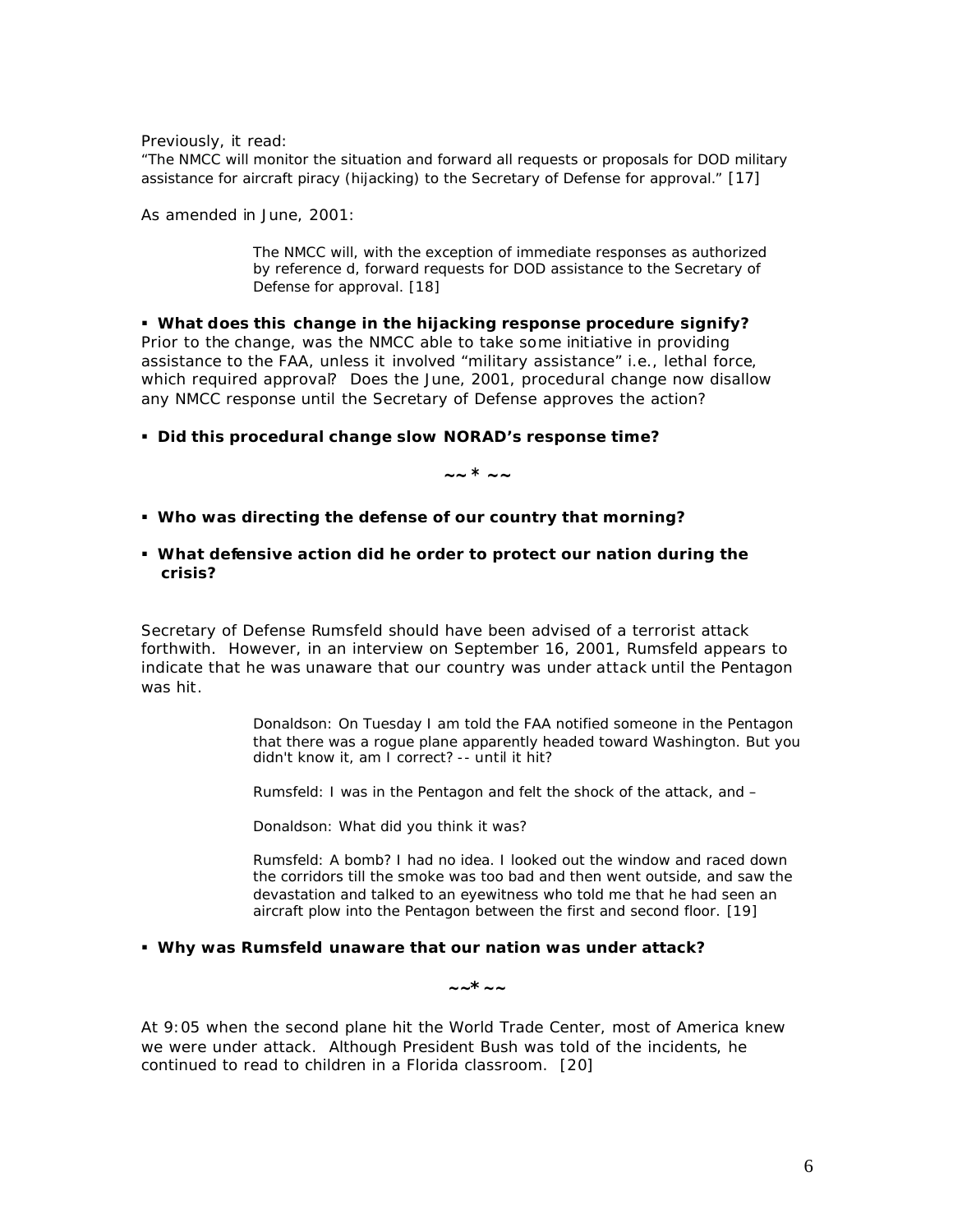Previously, it read:

"The NMCC will monitor the situation and forward all requests or proposals for DOD military assistance for aircraft piracy (hijacking) to the Secretary of Defense for approval." [17]

As amended in June, 2001:

> The NMCC will, with the exception of immediate responses as authorized by reference d, forward requests for DOD assistance to the Secretary of Defense for approval. [18]

- **What does this change in the hijacking response procedure signify?**

Prior to the change, was the NMCC able to take some initiative in providing assistance to the FAA, unless it involved "military assistance" i.e., lethal force, which required approval? Does the June, 2001, procedural change now disallow any NMCC response until the Secretary of Defense approves the action?

- **Did this procedural change slow NORAD's response time?**

~~*~~

- **Who was directing the defense of our country that morning?**
- **What defensive action did he order to protect our nation during the crisis?**

Secretary of Defense Rumsfeld should have been advised of a terrorist attack forthwith. However, in an interview on September 16, 2001, Rumsfeld appears to indicate that he was unaware that our country was under attack until the Pentagon was hit.

> Donaldson: On Tuesday I am told the FAA notified someone in the Pentagon that there was a rogue plane apparently headed toward Washington. But you didn't know it, am I correct? -- until it hit?
>
> Rumsfeld: I was in the Pentagon and felt the shock of the attack, and –
>
> Donaldson: What did you think it was?
>
> Rumsfeld: A bomb? I had no idea. I looked out the window and raced down the corridors till the smoke was too bad and then went outside, and saw the devastation and talked to an eyewitness who told me that he had seen an aircraft plow into the Pentagon between the first and second floor. [19]

- **Why was Rumsfeld unaware that our nation was under attack?**

~~*~~

At 9:05 when the second plane hit the World Trade Center, most of America knew we were under attack. Although President Bush was told of the incidents, he continued to read to children in a Florida classroom. [20]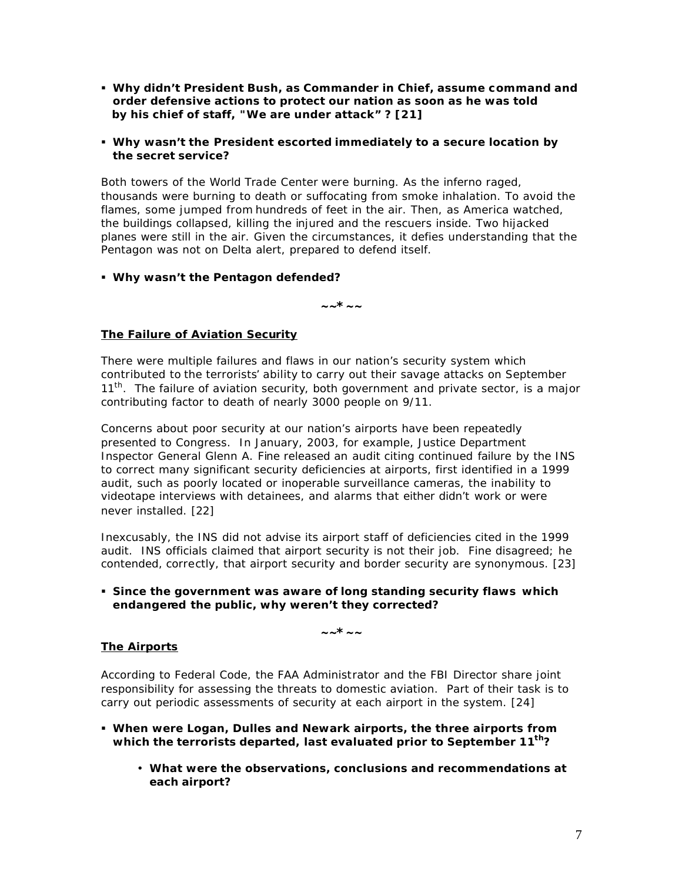- **Why didn't President Bush, as Commander in Chief, assume command and order defensive actions to protect our nation as soon as he was told by his chief of staff, "We are under attack" ? [21]**

- **Why wasn't the President escorted immediately to a secure location by the secret service?**

Both towers of the World Trade Center were burning. As the inferno raged, thousands were burning to death or suffocating from smoke inhalation. To avoid the flames, some jumped from hundreds of feet in the air. Then, as America watched, the buildings collapsed, killing the injured and the rescuers inside. Two hijacked planes were still in the air. Given the circumstances, it defies understanding that the Pentagon was not on Delta alert, prepared to defend itself.

- **Why wasn't the Pentagon defended?**

~~*~~

**The Failure of Aviation Security**

There were multiple failures and flaws in our nation's security system which contributed to the terrorists' ability to carry out their savage attacks on September 11th. The failure of aviation security, both government and private sector, is a major contributing factor to death of nearly 3000 people on 9/11.

Concerns about poor security at our nation's airports have been repeatedly presented to Congress. In January, 2003, for example, Justice Department Inspector General Glenn A. Fine released an audit citing continued failure by the INS to correct many significant security deficiencies at airports, first identified in a 1999 audit, such as poorly located or inoperable surveillance cameras, the inability to videotape interviews with detainees, and alarms that either didn't work or were never installed. [22]

Inexcusably, the INS did not advise its airport staff of deficiencies cited in the 1999 audit. INS officials claimed that airport security is not their job. Fine disagreed; he contended, correctly, that airport security and border security are synonymous. [23]

- **Since the government was aware of long standing security flaws which endangered the public, why weren't they corrected?**

~~*~~

**The Airports**

According to Federal Code, the FAA Administrator and the FBI Director share joint responsibility for assessing the threats to domestic aviation. Part of their task is to carry out periodic assessments of security at each airport in the system. [24]

- **When were Logan, Dulles and Newark airports, the three airports from which the terrorists departed, last evaluated prior to September 11th?**
  - **What were the observations, conclusions and recommendations at each airport?**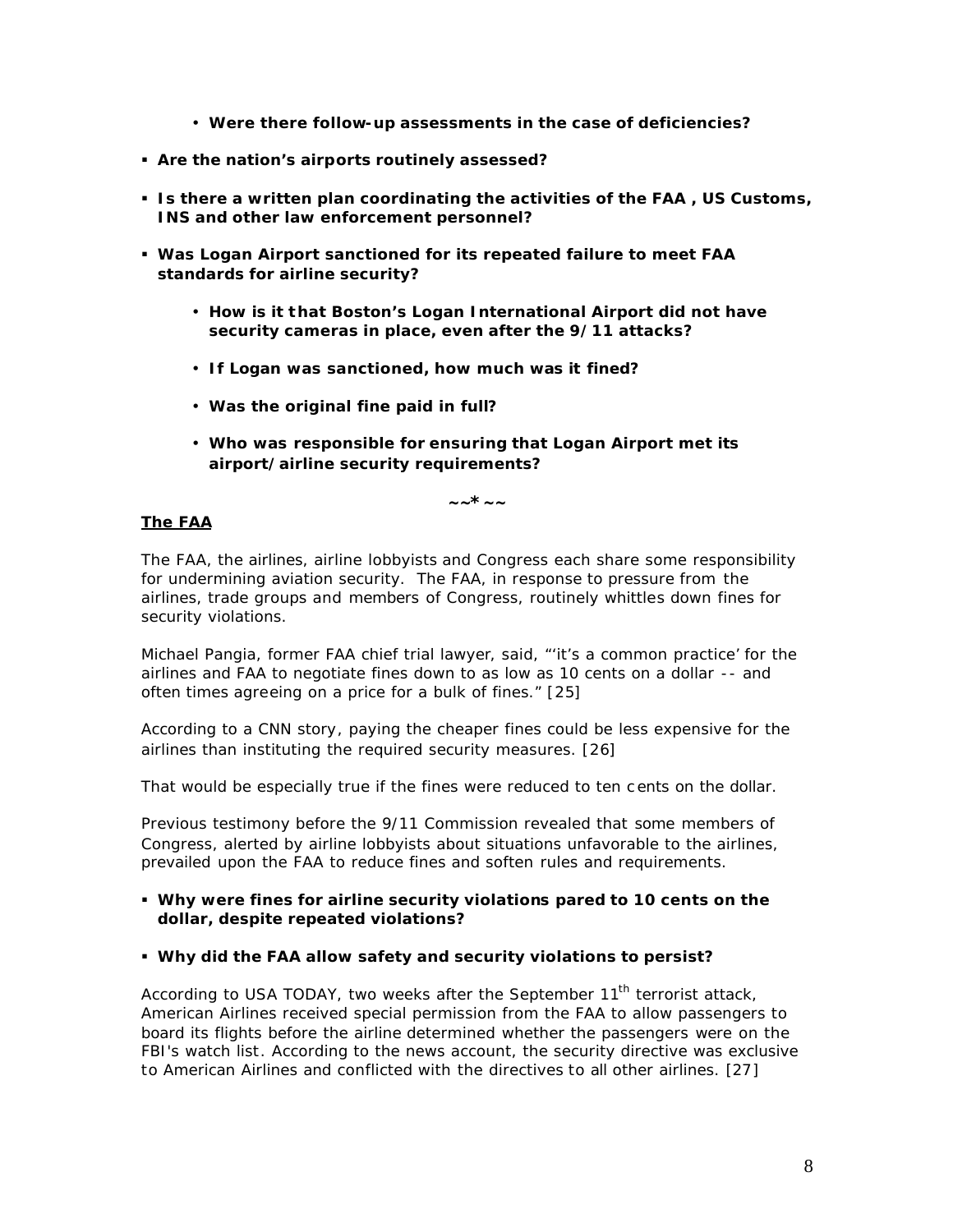- **Were there follow-up assessments in the case of deficiencies?**

- **Are the nation's airports routinely assessed?**

- **Is there a written plan coordinating the activities of the FAA , US Customs, INS and other law enforcement personnel?**

- **Was Logan Airport sanctioned for its repeated failure to meet FAA standards for airline security?**

  - **How is it that Boston's Logan International Airport did not have security cameras in place, even after the 9/11 attacks?**

  - **If Logan was sanctioned, how much was it fined?**

  - **Was the original fine paid in full?**

  - **Who was responsible for ensuring that Logan Airport met its airport/airline security requirements?**

**~~*~~**

**The FAA**

The FAA, the airlines, airline lobbyists and Congress each share some responsibility for undermining aviation security. The FAA, in response to pressure from the airlines, trade groups and members of Congress, routinely whittles down fines for security violations.

Michael Pangia, former FAA chief trial lawyer, said, "'it's a common practice' for the airlines and FAA to negotiate fines down to as low as 10 cents on a dollar -- and often times agreeing on a price for a bulk of fines." [25]

According to a CNN story, paying the cheaper fines could be less expensive for the airlines than instituting the required security measures. [26]

That would be especially true if the fines were reduced to ten cents on the dollar.

Previous testimony before the 9/11 Commission revealed that some members of Congress, alerted by airline lobbyists about situations unfavorable to the airlines, prevailed upon the FAA to reduce fines and soften rules and requirements.

- **Why were fines for airline security violations pared to 10 cents on the dollar, despite repeated violations?**

- **Why did the FAA allow safety and security violations to persist?**

According to USA TODAY, two weeks after the September 11th terrorist attack, American Airlines received special permission from the FAA to allow passengers to board its flights before the airline determined whether the passengers were on the FBI's watch list. According to the news account, the security directive was exclusive to American Airlines and conflicted with the directives to all other airlines. [27]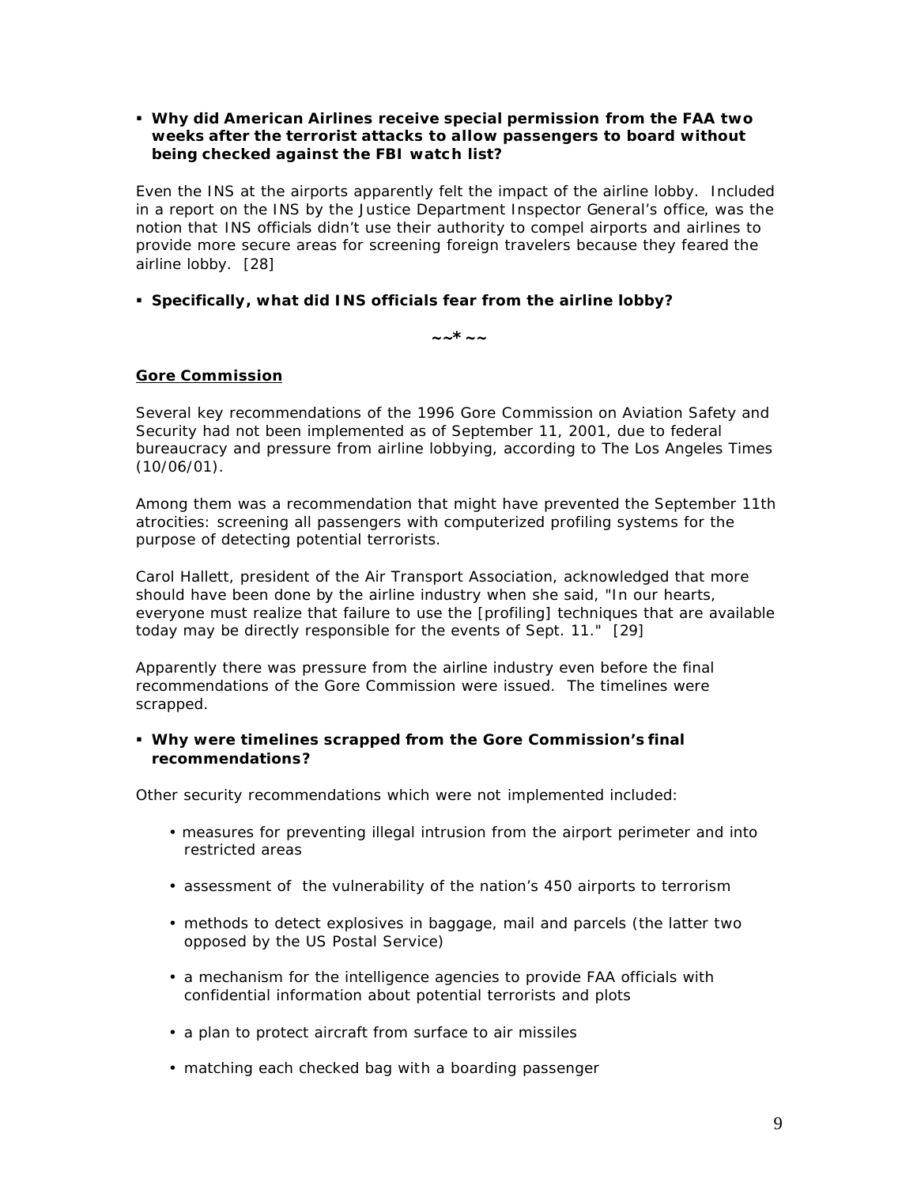- **Why did American Airlines receive special permission from the FAA two weeks after the terrorist attacks to allow passengers to board without being checked against the FBI watch list?**

Even the INS at the airports apparently felt the impact of the airline lobby. Included in a report on the INS by the Justice Department Inspector General's office, was the notion that INS officials didn't use their authority to compel airports and airlines to provide more secure areas for screening foreign travelers because they feared the airline lobby. [28]

- **Specifically, what did INS officials fear from the airline lobby?**

~~*~~

**Gore Commission**

Several key recommendations of the 1996 Gore Commission on Aviation Safety and Security had not been implemented as of September 11, 2001, due to federal bureaucracy and pressure from airline lobbying, according to The Los Angeles Times (10/06/01).

Among them was a recommendation that might have prevented the September 11th atrocities: screening all passengers with computerized profiling systems for the purpose of detecting potential terrorists.

Carol Hallett, president of the Air Transport Association, acknowledged that more should have been done by the airline industry when she said, "In our hearts, everyone must realize that failure to use the [profiling] techniques that are available today may be directly responsible for the events of Sept. 11." [29]

Apparently there was pressure from the airline industry even before the final recommendations of the Gore Commission were issued. The timelines were scrapped.

- **Why were timelines scrapped from the Gore Commission's final recommendations?**

Other security recommendations which were not implemented included:

- measures for preventing illegal intrusion from the airport perimeter and into restricted areas
- assessment of the vulnerability of the nation's 450 airports to terrorism
- methods to detect explosives in baggage, mail and parcels (the latter two opposed by the US Postal Service)
- a mechanism for the intelligence agencies to provide FAA officials with confidential information about potential terrorists and plots
- a plan to protect aircraft from surface to air missiles
- matching each checked bag with a boarding passenger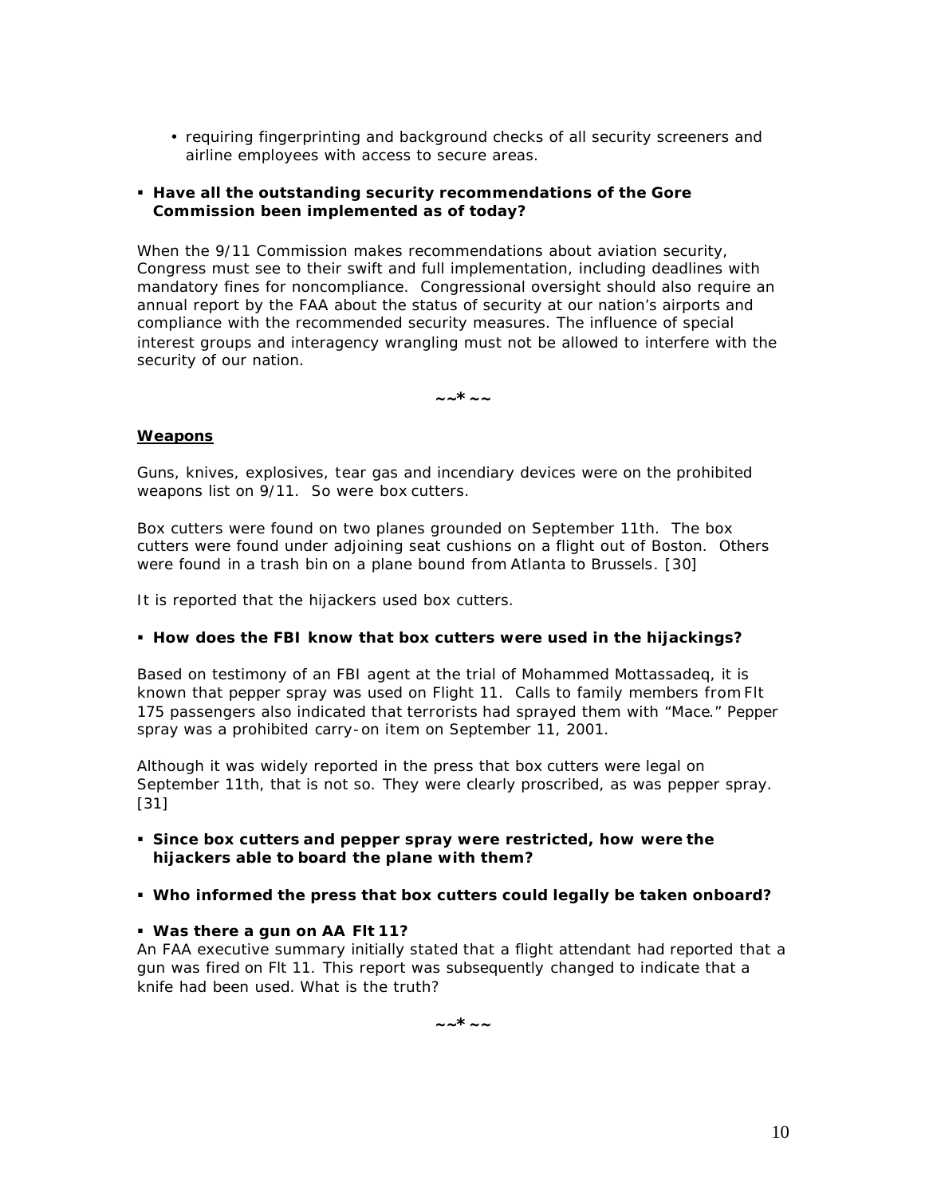- requiring fingerprinting and background checks of all security screeners and airline employees with access to secure areas.

- **Have all the outstanding security recommendations of the Gore Commission been implemented as of today?**

When the 9/11 Commission makes recommendations about aviation security, Congress must see to their swift and full implementation, including deadlines with mandatory fines for noncompliance. Congressional oversight should also require an annual report by the FAA about the status of security at our nation's airports and compliance with the recommended security measures. The influence of special interest groups and interagency wrangling must not be allowed to interfere with the security of our nation.

~~*~~

**Weapons**

Guns, knives, explosives, tear gas and incendiary devices were on the prohibited weapons list on 9/11. So were box cutters.

Box cutters were found on two planes grounded on September 11th. The box cutters were found under adjoining seat cushions on a flight out of Boston. Others were found in a trash bin on a plane bound from Atlanta to Brussels. [30]

It is reported that the hijackers used box cutters.

- **How does the FBI know that box cutters were used in the hijackings?**

Based on testimony of an FBI agent at the trial of Mohammed Mottassadeq, it is known that pepper spray was used on Flight 11. Calls to family members from Flt 175 passengers also indicated that terrorists had sprayed them with "Mace." Pepper spray was a prohibited carry-on item on September 11, 2001.

Although it was widely reported in the press that box cutters were legal on September 11th, that is not so. They were clearly proscribed, as was pepper spray. [31]

- **Since box cutters and pepper spray were restricted, how were the hijackers able to board the plane with them?**

- **Who informed the press that box cutters could legally be taken onboard?**

- **Was there a gun on AA Flt 11?**

An FAA executive summary initially stated that a flight attendant had reported that a gun was fired on Flt 11. This report was subsequently changed to indicate that a knife had been used. What is the truth?

~~*~~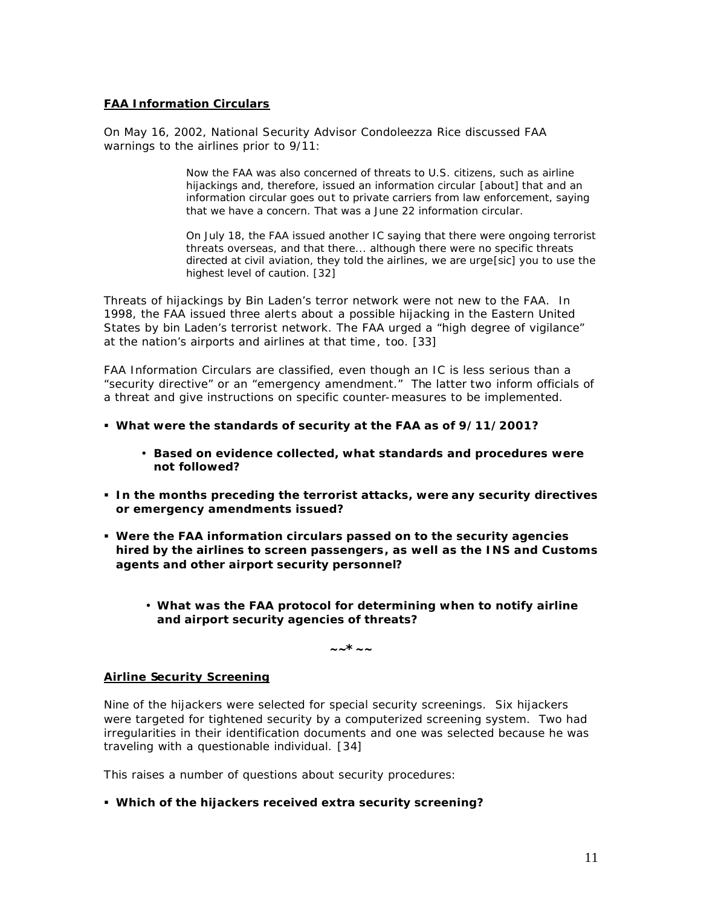**FAA Information Circulars**

On May 16, 2002, National Security Advisor Condoleezza Rice discussed FAA warnings to the airlines prior to 9/11:

> Now the FAA was also concerned of threats to U.S. citizens, such as airline hijackings and, therefore, issued an information circular [about] that and an information circular goes out to private carriers from law enforcement, saying that we have a concern. That was a June 22 information circular.
>
> On July 18, the FAA issued another IC saying that there were ongoing terrorist threats overseas, and that there... although there were no specific threats directed at civil aviation, they told the airlines, we are urge[sic] you to use the highest level of caution. [32]

Threats of hijackings by Bin Laden's terror network were not new to the FAA. In 1998, the FAA issued three alerts about a possible hijacking in the Eastern United States by bin Laden's terrorist network. The FAA urged a "high degree of vigilance" at the nation's airports and airlines at that time, too. [33]

FAA Information Circulars are classified, even though an IC is less serious than a "security directive" or an "emergency amendment." The latter two inform officials of a threat and give instructions on specific counter-measures to be implemented.

- **What were the standards of security at the FAA as of 9/11/2001?**
  - **Based on evidence collected, what standards and procedures were not followed?**
- **In the months preceding the terrorist attacks, were any security directives or emergency amendments issued?**
- **Were the FAA information circulars passed on to the security agencies hired by the airlines to screen passengers, as well as the INS and Customs agents and other airport security personnel?**
  - **What was the FAA protocol for determining when to notify airline and airport security agencies of threats?**

~~*~~

**Airline Security Screening**

Nine of the hijackers were selected for special security screenings. Six hijackers were targeted for tightened security by a computerized screening system. Two had irregularities in their identification documents and one was selected because he was traveling with a questionable individual. [34]

This raises a number of questions about security procedures:

- **Which of the hijackers received extra security screening?**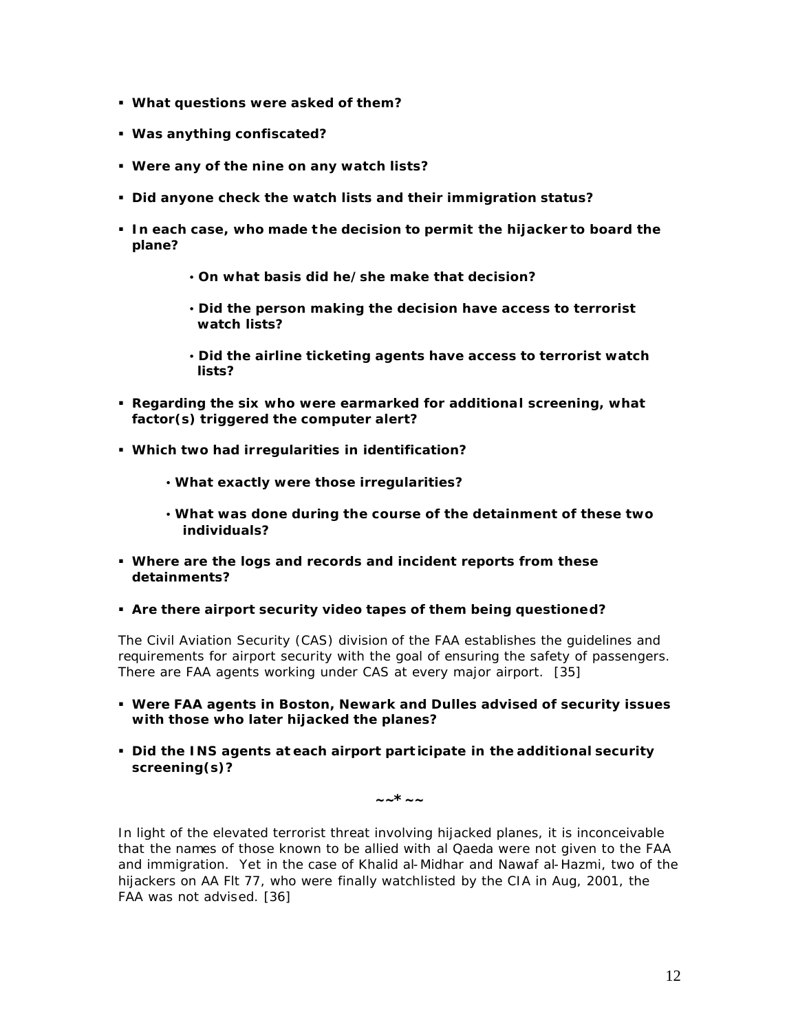- **What questions were asked of them?**
- **Was anything confiscated?**
- **Were any of the nine on any watch lists?**
- **Did anyone check the watch lists and their immigration status?**
- **In each case, who made the decision to permit the hijacker to board the plane?**
    - **On what basis did he/she make that decision?**
    - **Did the person making the decision have access to terrorist watch lists?**
    - **Did the airline ticketing agents have access to terrorist watch lists?**
- **Regarding the six who were earmarked for additional screening, what factor(s) triggered the computer alert?**
- **Which two had irregularities in identification?**
    - **What exactly were those irregularities?**
    - **What was done during the course of the detainment of these two individuals?**
- **Where are the logs and records and incident reports from these detainments?**
- **Are there airport security video tapes of them being questioned?**

The Civil Aviation Security (CAS) division of the FAA establishes the guidelines and requirements for airport security with the goal of ensuring the safety of passengers. There are FAA agents working under CAS at every major airport. [35]

- **Were FAA agents in Boston, Newark and Dulles advised of security issues with those who later hijacked the planes?**
- **Did the INS agents at each airport participate in the additional security screening(s)?**

~~*~~

In light of the elevated terrorist threat involving hijacked planes, it is inconceivable that the names of those known to be allied with al Qaeda were not given to the FAA and immigration. Yet in the case of Khalid al-Midhar and Nawaf al-Hazmi, two of the hijackers on AA Flt 77, who were finally watchlisted by the CIA in Aug, 2001, the FAA was not advised. [36]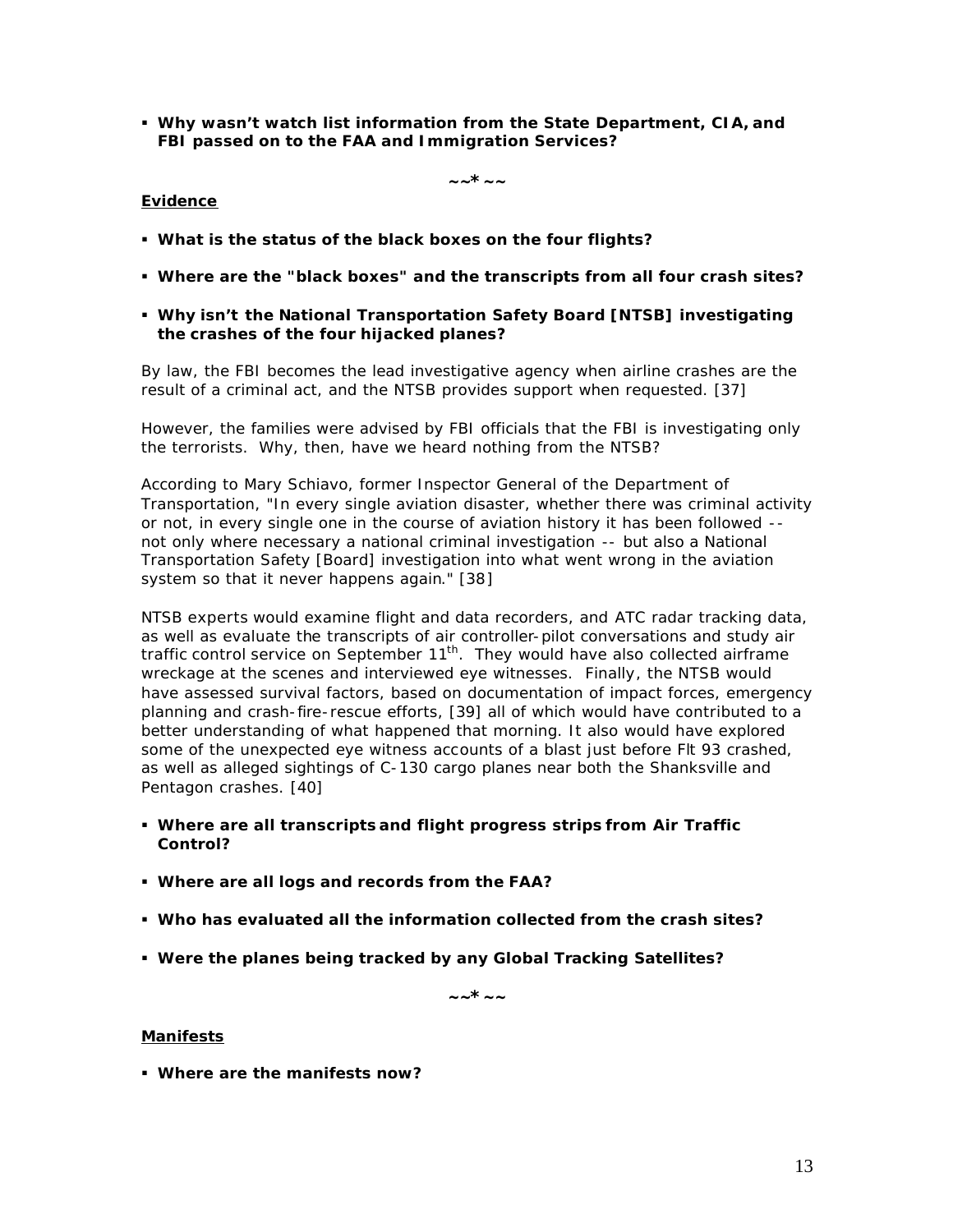- **Why wasn't watch list information from the State Department, CIA, and FBI passed on to the FAA and Immigration Services?**

~~*~~

**Evidence**

- **What is the status of the black boxes on the four flights?**

- **Where are the "black boxes" and the transcripts from all four crash sites?**

- **Why isn't the National Transportation Safety Board [NTSB] investigating the crashes of the four hijacked planes?**

By law, the FBI becomes the lead investigative agency when airline crashes are the result of a criminal act, and the NTSB provides support when requested. [37]

However, the families were advised by FBI officials that the FBI is investigating only the terrorists. Why, then, have we heard nothing from the NTSB?

According to Mary Schiavo, former Inspector General of the Department of Transportation, "In every single aviation disaster, whether there was criminal activity or not, in every single one in the course of aviation history it has been followed -- not only where necessary a national criminal investigation -- but also a National Transportation Safety [Board] investigation into what went wrong in the aviation system so that it never happens again." [38]

NTSB experts would examine flight and data recorders, and ATC radar tracking data, as well as evaluate the transcripts of air controller-pilot conversations and study air traffic control service on September 11th. They would have also collected airframe wreckage at the scenes and interviewed eye witnesses. Finally, the NTSB would have assessed survival factors, based on documentation of impact forces, emergency planning and crash-fire-rescue efforts, [39] all of which would have contributed to a better understanding of what happened that morning. It also would have explored some of the unexpected eye witness accounts of a blast just before Flt 93 crashed, as well as alleged sightings of C-130 cargo planes near both the Shanksville and Pentagon crashes. [40]

- **Where are all transcripts and flight progress strips from Air Traffic Control?**

- **Where are all logs and records from the FAA?**

- **Who has evaluated all the information collected from the crash sites?**

- **Were the planes being tracked by any Global Tracking Satellites?**

~~*~~

**Manifests**

- **Where are the manifests now?**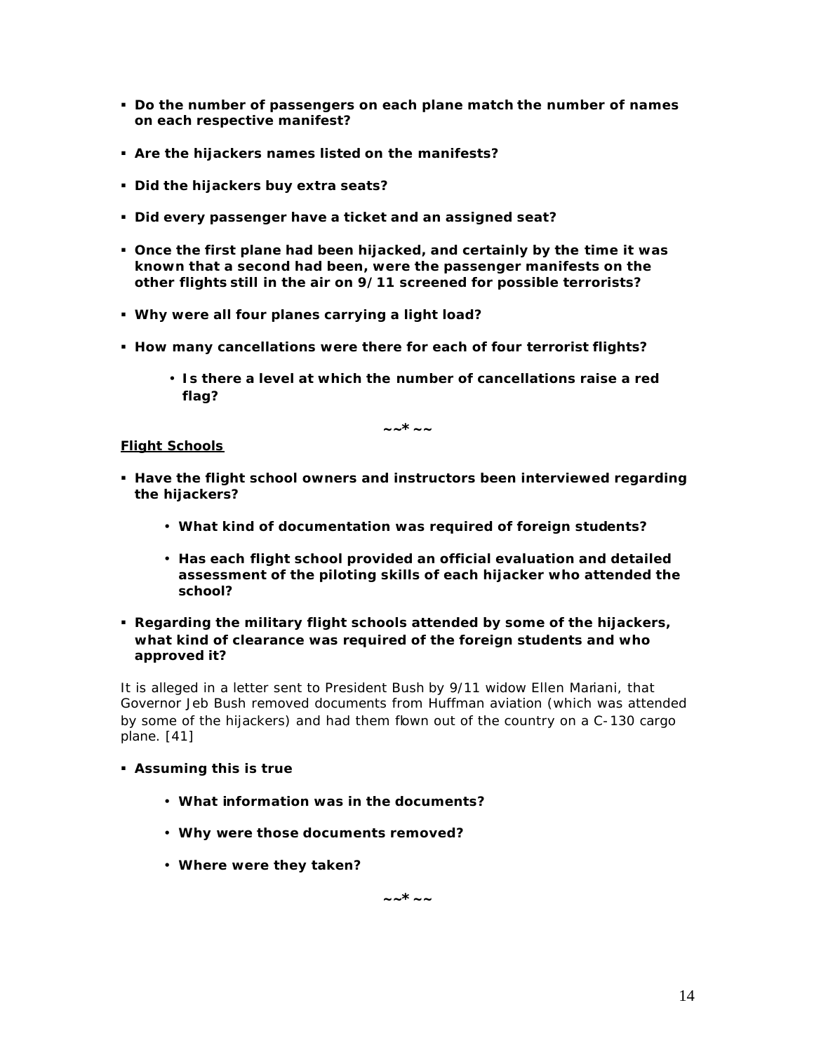- **Do the number of passengers on each plane match the number of names on each respective manifest?**

- **Are the hijackers names listed on the manifests?**

- **Did the hijackers buy extra seats?**

- **Did every passenger have a ticket and an assigned seat?**

- **Once the first plane had been hijacked, and certainly by the time it was known that a second had been, were the passenger manifests on the other flights still in the air on 9/11 screened for possible terrorists?**

- **Why were all four planes carrying a light load?**

- **How many cancellations were there for each of four terrorist flights?**

    - **Is there a level at which the number of cancellations raise a red flag?**

~~*~~

**Flight Schools**

- **Have the flight school owners and instructors been interviewed regarding the hijackers?**

    - **What kind of documentation was required of foreign students?**

    - **Has each flight school provided an official evaluation and detailed assessment of the piloting skills of each hijacker who attended the school?**

- **Regarding the military flight schools attended by some of the hijackers, what kind of clearance was required of the foreign students and who approved it?**

It is alleged in a letter sent to President Bush by 9/11 widow Ellen Mariani, that Governor Jeb Bush removed documents from Huffman aviation (which was attended by some of the hijackers) and had them flown out of the country on a C-130 cargo plane. [41]

- **Assuming this is true**

    - **What information was in the documents?**

    - **Why were those documents removed?**

    - **Where were they taken?**

~~*~~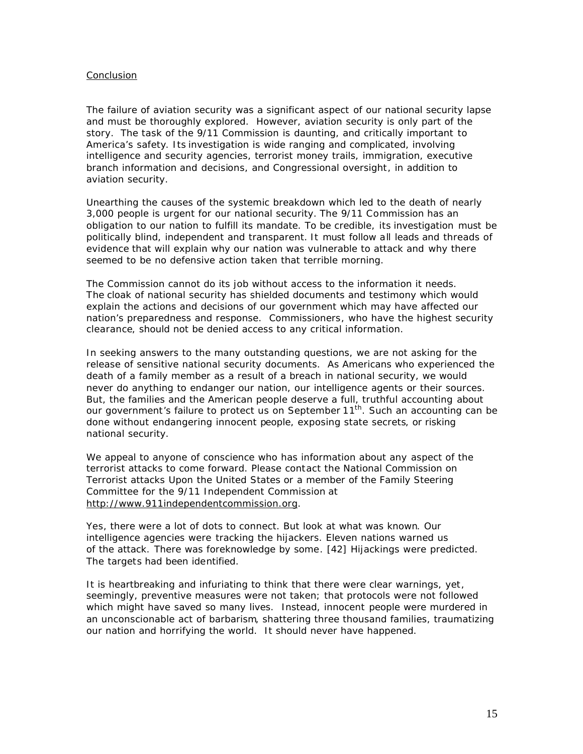## Conclusion

The failure of aviation security was a significant aspect of our national security lapse and must be thoroughly explored. However, aviation security is only part of the story. The task of the 9/11 Commission is daunting, and critically important to America's safety. Its investigation is wide ranging and complicated, involving intelligence and security agencies, terrorist money trails, immigration, executive branch information and decisions, and Congressional oversight, in addition to aviation security.

Unearthing the causes of the systemic breakdown which led to the death of nearly 3,000 people is urgent for our national security. The 9/11 Commission has an obligation to our nation to fulfill its mandate. To be credible, its investigation must be politically blind, independent and transparent. It must follow all leads and threads of evidence that will explain why our nation was vulnerable to attack and why there seemed to be no defensive action taken that terrible morning.

The Commission cannot do its job without access to the information it needs. The cloak of national security has shielded documents and testimony which would explain the actions and decisions of our government which may have affected our nation's preparedness and response. Commissioners, who have the highest security clearance, should not be denied access to any critical information.

In seeking answers to the many outstanding questions, we are not asking for the release of sensitive national security documents. As Americans who experienced the death of a family member as a result of a breach in national security, we would never do anything to endanger our nation, our intelligence agents or their sources. But, the families and the American people deserve a full, truthful accounting about our government's failure to protect us on September 11th. Such an accounting can be done without endangering innocent people, exposing state secrets, or risking national security.

We appeal to anyone of conscience who has information about any aspect of the terrorist attacks to come forward. Please contact the National Commission on Terrorist attacks Upon the United States or a member of the Family Steering Committee for the 9/11 Independent Commission at http://www.911independentcommission.org.

Yes, there were a lot of dots to connect. But look at what was known. Our intelligence agencies were tracking the hijackers. Eleven nations warned us of the attack. There was foreknowledge by some. [42] Hijackings were predicted. The targets had been identified.

It is heartbreaking and infuriating to think that there were clear warnings, yet, seemingly, preventive measures were not taken; that protocols were not followed which might have saved so many lives. Instead, innocent people were murdered in an unconscionable act of barbarism, shattering three thousand families, traumatizing our nation and horrifying the world. It should never have happened.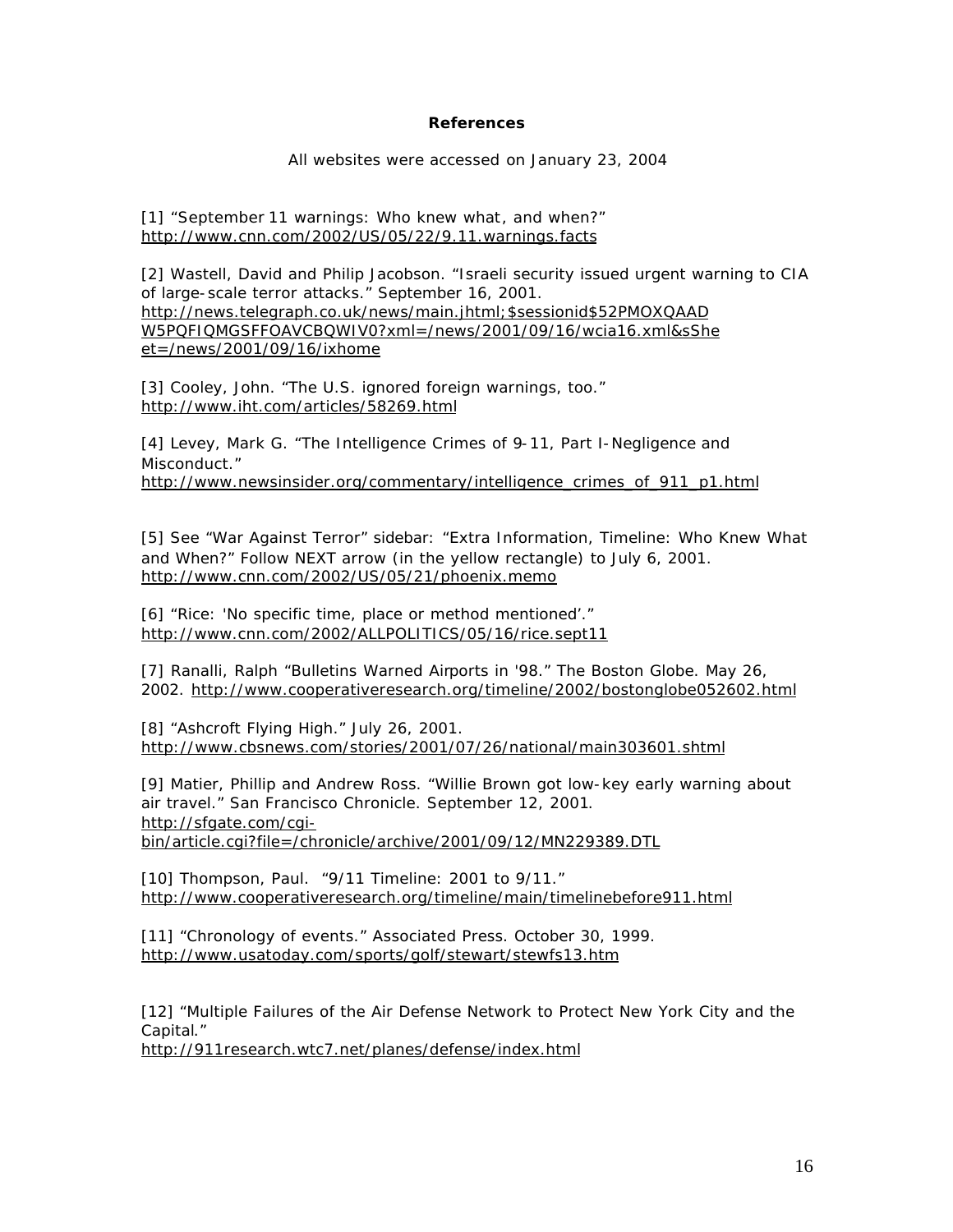**References**

All websites were accessed on January 23, 2004

[1] "September 11 warnings: Who knew what, and when?"
http://www.cnn.com/2002/US/05/22/9.11.warnings.facts

[2] Wastell, David and Philip Jacobson. "Israeli security issued urgent warning to CIA of large-scale terror attacks." September 16, 2001.
http://news.telegraph.co.uk/news/main.jhtml;$sessionid$52PMOXQAADW5PQFIQMGSFFOAVCBQWIV0?xml=/news/2001/09/16/wcia16.xml&sSheet=/news/2001/09/16/ixhome

[3] Cooley, John. "The U.S. ignored foreign warnings, too."
http://www.iht.com/articles/58269.html

[4] Levey, Mark G. "The Intelligence Crimes of 9-11, Part I-Negligence and Misconduct."
http://www.newsinsider.org/commentary/intelligence_crimes_of_911_p1.html

[5] See "War Against Terror" sidebar: "Extra Information, Timeline: Who Knew What and When?" Follow NEXT arrow (in the yellow rectangle) to July 6, 2001.
http://www.cnn.com/2002/US/05/21/phoenix.memo

[6] "Rice: 'No specific time, place or method mentioned'."
http://www.cnn.com/2002/ALLPOLITICS/05/16/rice.sept11

[7] Ranalli, Ralph "Bulletins Warned Airports in '98." The Boston Globe. May 26, 2002. http://www.cooperativeresearch.org/timeline/2002/bostonglobe052602.html

[8] "Ashcroft Flying High." July 26, 2001.
http://www.cbsnews.com/stories/2001/07/26/national/main303601.shtml

[9] Matier, Phillip and Andrew Ross. "Willie Brown got low-key early warning about air travel." San Francisco Chronicle. September 12, 2001.
http://sfgate.com/cgi-bin/article.cgi?file=/chronicle/archive/2001/09/12/MN229389.DTL

[10] Thompson, Paul. "9/11 Timeline: 2001 to 9/11."
http://www.cooperativeresearch.org/timeline/main/timelinebefore911.html

[11] "Chronology of events." Associated Press. October 30, 1999.
http://www.usatoday.com/sports/golf/stewart/stewfs13.htm

[12] "Multiple Failures of the Air Defense Network to Protect New York City and the Capital."
http://911research.wtc7.net/planes/defense/index.html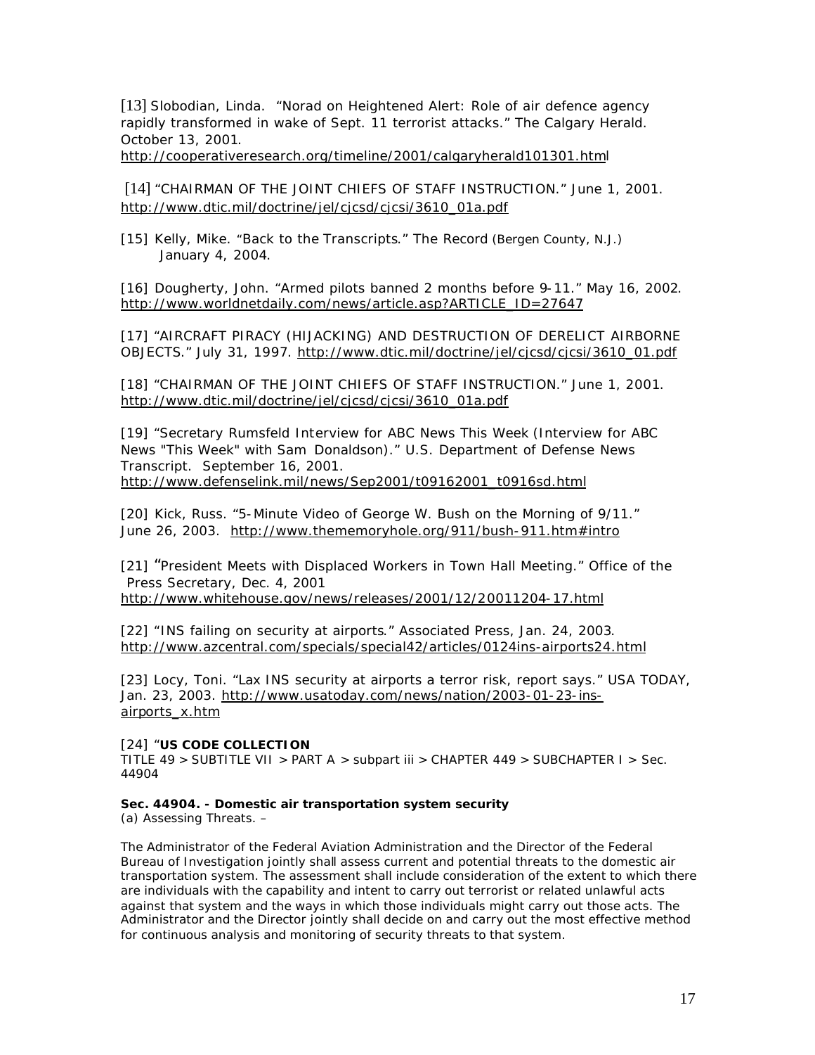[13] Slobodian, Linda. "Norad on Heightened Alert: Role of air defence agency rapidly transformed in wake of Sept. 11 terrorist attacks." The Calgary Herald. October 13, 2001.
http://cooperativeresearch.org/timeline/2001/calgaryherald101301.html

[14] "CHAIRMAN OF THE JOINT CHIEFS OF STAFF INSTRUCTION." June 1, 2001. http://www.dtic.mil/doctrine/jel/cjcsd/cjcsi/3610_01a.pdf

[15] Kelly, Mike. "Back to the Transcripts." The Record (Bergen County, N.J.) January 4, 2004.

[16] Dougherty, John. "Armed pilots banned 2 months before 9-11." May 16, 2002. http://www.worldnetdaily.com/news/article.asp?ARTICLE_ID=27647

[17] "AIRCRAFT PIRACY (HIJACKING) AND DESTRUCTION OF DERELICT AIRBORNE OBJECTS." July 31, 1997. http://www.dtic.mil/doctrine/jel/cjcsd/cjcsi/3610_01.pdf

[18] "CHAIRMAN OF THE JOINT CHIEFS OF STAFF INSTRUCTION." June 1, 2001. http://www.dtic.mil/doctrine/jel/cjcsd/cjcsi/3610_01a.pdf

[19] "Secretary Rumsfeld Interview for ABC News This Week (Interview for ABC News "This Week" with Sam Donaldson)." U.S. Department of Defense News Transcript. September 16, 2001.
http://www.defenselink.mil/news/Sep2001/t09162001_t0916sd.html

[20] Kick, Russ. "5-Minute Video of George W. Bush on the Morning of 9/11." June 26, 2003. http://www.thememoryhole.org/911/bush-911.htm#intro

[21] "President Meets with Displaced Workers in Town Hall Meeting." Office of the Press Secretary, Dec. 4, 2001
http://www.whitehouse.gov/news/releases/2001/12/20011204-17.html

[22] "INS failing on security at airports." Associated Press, Jan. 24, 2003. http://www.azcentral.com/specials/special42/articles/0124ins-airports24.html

[23] Locy, Toni. "Lax INS security at airports a terror risk, report says." USA TODAY, Jan. 23, 2003. http://www.usatoday.com/news/nation/2003-01-23-ins-airports_x.htm

[24] "**US CODE COLLECTION**
TITLE 49 > SUBTITLE VII > PART A > subpart iii > CHAPTER 449 > SUBCHAPTER I > Sec. 44904

**Sec. 44904. - Domestic air transportation system security**
(a) Assessing Threats. –

The Administrator of the Federal Aviation Administration and the Director of the Federal Bureau of Investigation jointly shall assess current and potential threats to the domestic air transportation system. The assessment shall include consideration of the extent to which there are individuals with the capability and intent to carry out terrorist or related unlawful acts against that system and the ways in which those individuals might carry out those acts. The Administrator and the Director jointly shall decide on and carry out the most effective method for continuous analysis and monitoring of security threats to that system.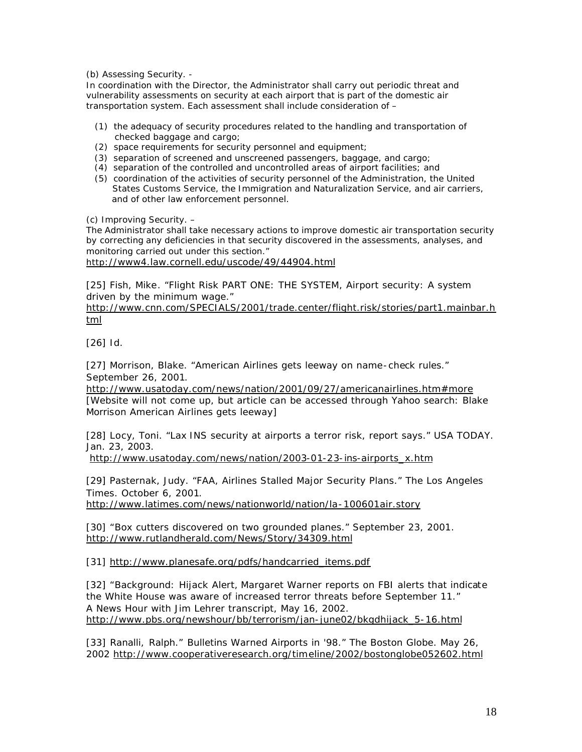(b) Assessing Security. -

In coordination with the Director, the Administrator shall carry out periodic threat and vulnerability assessments on security at each airport that is part of the domestic air transportation system. Each assessment shall include consideration of –

(1) the adequacy of security procedures related to the handling and transportation of checked baggage and cargo;
(2) space requirements for security personnel and equipment;
(3) separation of screened and unscreened passengers, baggage, and cargo;
(4) separation of the controlled and uncontrolled areas of airport facilities; and
(5) coordination of the activities of security personnel of the Administration, the United States Customs Service, the Immigration and Naturalization Service, and air carriers, and of other law enforcement personnel.

(c) Improving Security. –

The Administrator shall take necessary actions to improve domestic air transportation security by correcting any deficiencies in that security discovered in the assessments, analyses, and monitoring carried out under this section."

http://www4.law.cornell.edu/uscode/49/44904.html

[25] Fish, Mike. "Flight Risk PART ONE: THE SYSTEM, Airport security: A system driven by the minimum wage."
http://www.cnn.com/SPECIALS/2001/trade.center/flight.risk/stories/part1.mainbar.html

[26] Id.

[27] Morrison, Blake. "American Airlines gets leeway on name-check rules." September 26, 2001.
http://www.usatoday.com/news/nation/2001/09/27/americanairlines.htm#more
[Website will not come up, but article can be accessed through Yahoo search: Blake Morrison American Airlines gets leeway]

[28] Locy, Toni. "Lax INS security at airports a terror risk, report says." USA TODAY. Jan. 23, 2003.
http://www.usatoday.com/news/nation/2003-01-23-ins-airports_x.htm

[29] Pasternak, Judy. "FAA, Airlines Stalled Major Security Plans." The Los Angeles Times. October 6, 2001.
http://www.latimes.com/news/nationworld/nation/la-100601air.story

[30] "Box cutters discovered on two grounded planes." September 23, 2001.
http://www.rutlandherald.com/News/Story/34309.html

[31] http://www.planesafe.org/pdfs/handcarried_items.pdf

[32] "Background: Hijack Alert, Margaret Warner reports on FBI alerts that indicate the White House was aware of increased terror threats before September 11." A News Hour with Jim Lehrer transcript, May 16, 2002.
http://www.pbs.org/newshour/bb/terrorism/jan-june02/bkgdhijack_5-16.html

[33] Ranalli, Ralph." Bulletins Warned Airports in '98." The Boston Globe. May 26, 2002 http://www.cooperativeresearch.org/timeline/2002/bostonglobe052602.html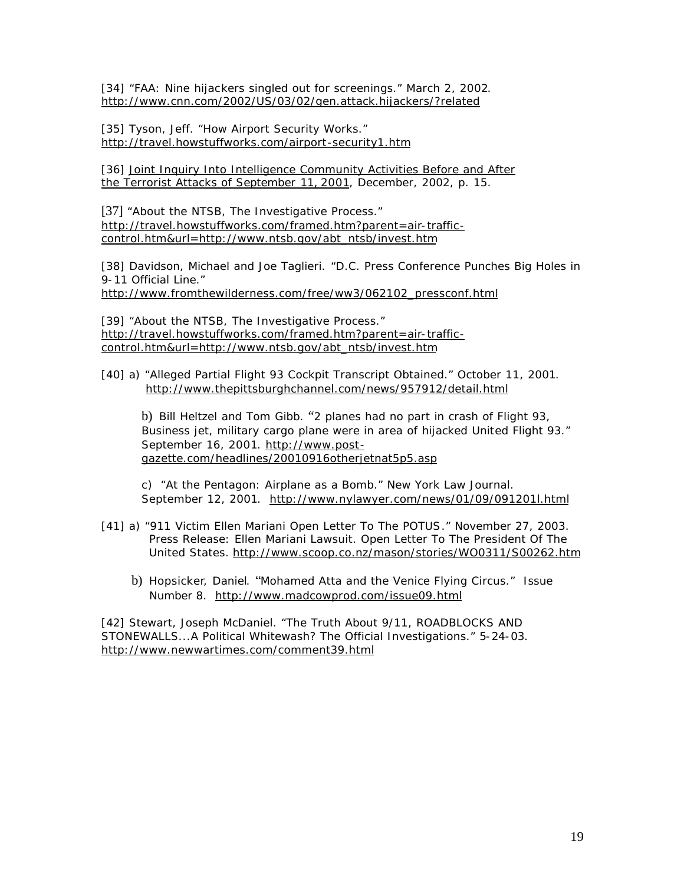[34] "FAA: Nine hijackers singled out for screenings." March 2, 2002. http://www.cnn.com/2002/US/03/02/gen.attack.hijackers/?related

[35] Tyson, Jeff. "How Airport Security Works." http://travel.howstuffworks.com/airport-security1.htm

[36] Joint Inquiry Into Intelligence Community Activities Before and After the Terrorist Attacks of September 11, 2001, December, 2002, p. 15.

[37] "About the NTSB, The Investigative Process." http://travel.howstuffworks.com/framed.htm?parent=air-traffic-control.htm&url=http://www.ntsb.gov/abt_ntsb/invest.htm

[38] Davidson, Michael and Joe Taglieri. "D.C. Press Conference Punches Big Holes in 9-11 Official Line." http://www.fromthewilderness.com/free/ww3/062102_pressconf.html

[39] "About the NTSB, The Investigative Process." http://travel.howstuffworks.com/framed.htm?parent=air-traffic-control.htm&url=http://www.ntsb.gov/abt_ntsb/invest.htm

[40] a) "Alleged Partial Flight 93 Cockpit Transcript Obtained." October 11, 2001. http://www.thepittsburghchannel.com/news/957912/detail.html

b) Bill Heltzel and Tom Gibb. "2 planes had no part in crash of Flight 93, Business jet, military cargo plane were in area of hijacked United Flight 93." September 16, 2001. http://www.post-gazette.com/headlines/20010916otherjetnat5p5.asp

c) "At the Pentagon: Airplane as a Bomb." New York Law Journal. September 12, 2001. http://www.nylawyer.com/news/01/09/091201l.html

[41] a) "911 Victim Ellen Mariani Open Letter To The POTUS." November 27, 2003. Press Release: Ellen Mariani Lawsuit. Open Letter To The President Of The United States. http://www.scoop.co.nz/mason/stories/WO0311/S00262.htm

b) Hopsicker, Daniel. "Mohamed Atta and the Venice Flying Circus." Issue Number 8. http://www.madcowprod.com/issue09.html

[42] Stewart, Joseph McDaniel. "The Truth About 9/11, ROADBLOCKS AND STONEWALLS...A Political Whitewash? The Official Investigations." 5-24-03. http://www.newwartimes.com/comment39.html